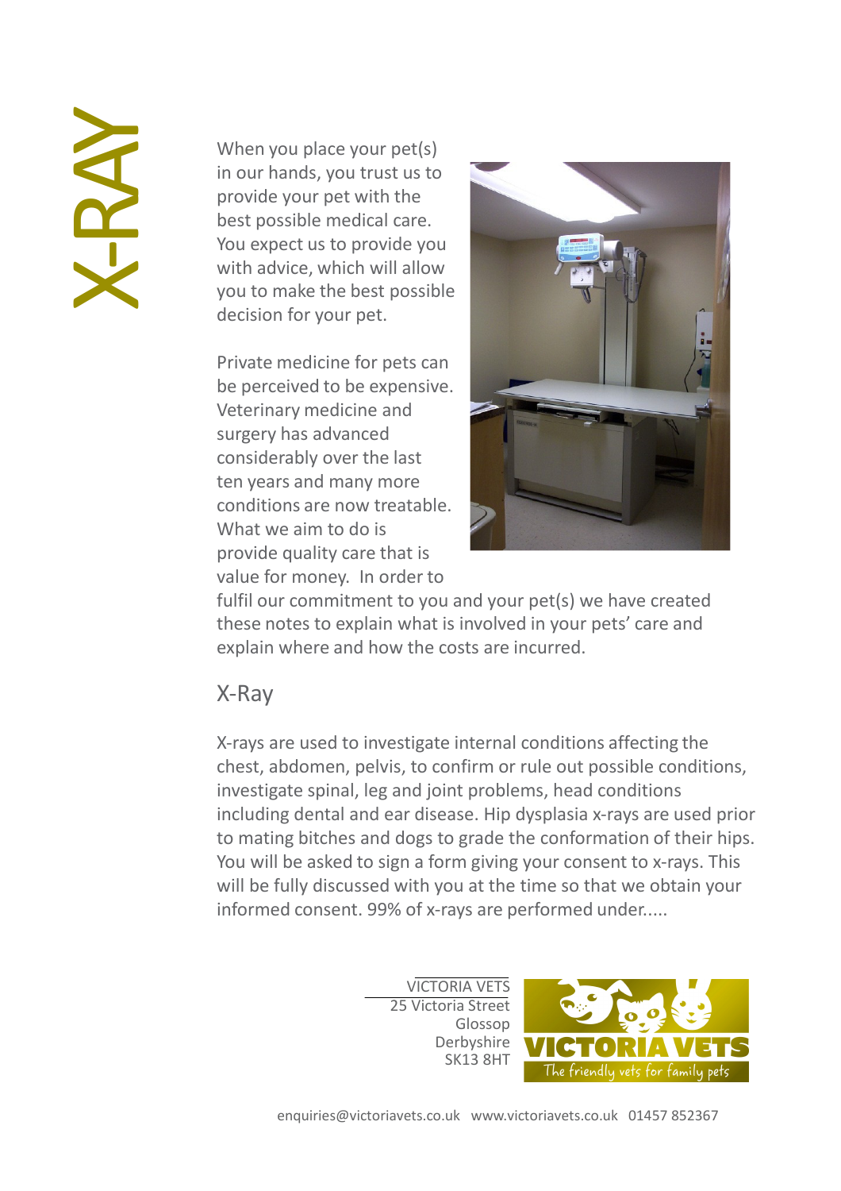// X-RAY

When you place your pet(s) in our hands, you trust us to provide your pet with the best possible medical care. You expect us to provide you with advice, which will allow you to make the best possible decision for your pet.

Private medicine for pets can be perceived to be expensive. Veterinary medicine and surgery has advanced considerably over the last ten years and many more conditions are now treatable. What we aim to do is provide quality care that is value for money. In order to fulfil our commitment to you and your pet(s) we have created these notes to explain what is involved in your pets' care and explain where and how the costs are incurred.

## X-Ray

X-rays are used to investigate internal conditions affecting the chest, abdomen, pelvis, to confirm or rule out possible conditions, investigate spinal, leg and joint problems, head conditions including dental and ear disease. Hip dysplasia x-rays are used prior to mating bitches and dogs to grade the conformation of their hips. You will be asked to sign a form giving your consent to x-rays. This will be fully discussed with you at the time so that we obtain your informed consent. 99% of x-rays are performed under.....

VICTORIA VETS
25 Victoria Street
Glossop
Derbyshire
SK13 8HT

VICTORIA VETS
The friendly vets for family pets

enquiries@victoriavets.co.uk www.victoriavets.co.uk 01457 852367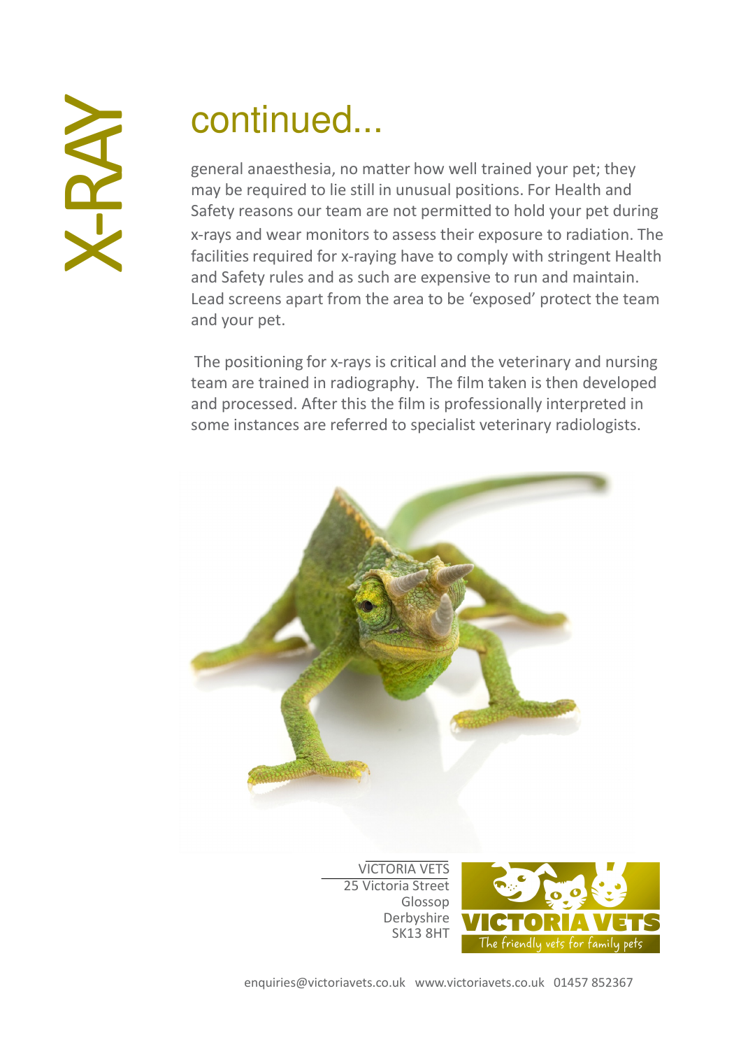# X-RAY

## continued...

general anaesthesia, no matter how well trained your pet; they may be required to lie still in unusual positions. For Health and Safety reasons our team are not permitted to hold your pet during x-rays and wear monitors to assess their exposure to radiation. The facilities required for x-raying have to comply with stringent Health and Safety rules and as such are expensive to run and maintain. Lead screens apart from the area to be 'exposed' protect the team and your pet.

The positioning for x-rays is critical and the veterinary and nursing team are trained in radiography. The film taken is then developed and processed. After this the film is professionally interpreted in some instances are referred to specialist veterinary radiologists.

VICTORIA VETS
25 Victoria Street
Glossop
Derbyshire
SK13 8HT

VICTORIA VETS
The friendly vets for family pets

enquiries@victoriavets.co.uk www.victoriavets.co.uk 01457 852367